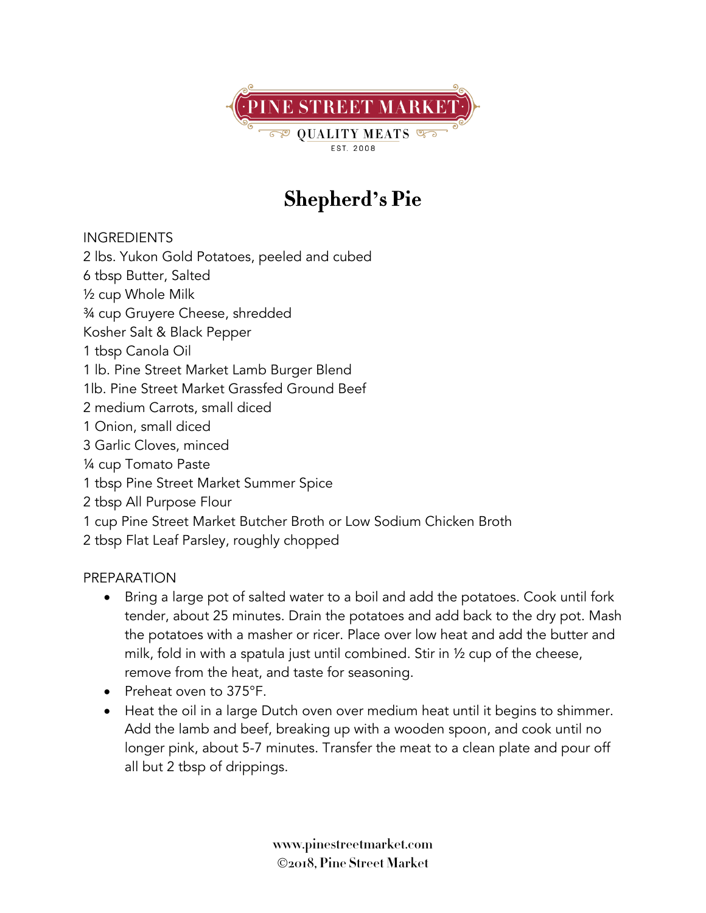PINE STREET MARKET

QUALITY MEATS

EST. 2008

# Shepherd's Pie

INGREDIENTS

2 lbs. Yukon Gold Potatoes, peeled and cubed
6 tbsp Butter, Salted
½ cup Whole Milk
¾ cup Gruyere Cheese, shredded
Kosher Salt & Black Pepper
1 tbsp Canola Oil
1 lb. Pine Street Market Lamb Burger Blend
1lb. Pine Street Market Grassfed Ground Beef
2 medium Carrots, small diced
1 Onion, small diced
3 Garlic Cloves, minced
¼ cup Tomato Paste
1 tbsp Pine Street Market Summer Spice
2 tbsp All Purpose Flour
1 cup Pine Street Market Butcher Broth or Low Sodium Chicken Broth
2 tbsp Flat Leaf Parsley, roughly chopped

PREPARATION

- Bring a large pot of salted water to a boil and add the potatoes. Cook until fork tender, about 25 minutes. Drain the potatoes and add back to the dry pot. Mash the potatoes with a masher or ricer. Place over low heat and add the butter and milk, fold in with a spatula just until combined. Stir in ½ cup of the cheese, remove from the heat, and taste for seasoning.
- Preheat oven to 375°F.
- Heat the oil in a large Dutch oven over medium heat until it begins to shimmer. Add the lamb and beef, breaking up with a wooden spoon, and cook until no longer pink, about 5-7 minutes. Transfer the meat to a clean plate and pour off all but 2 tbsp of drippings.

www.pinestreetmarket.com
©2018, Pine Street Market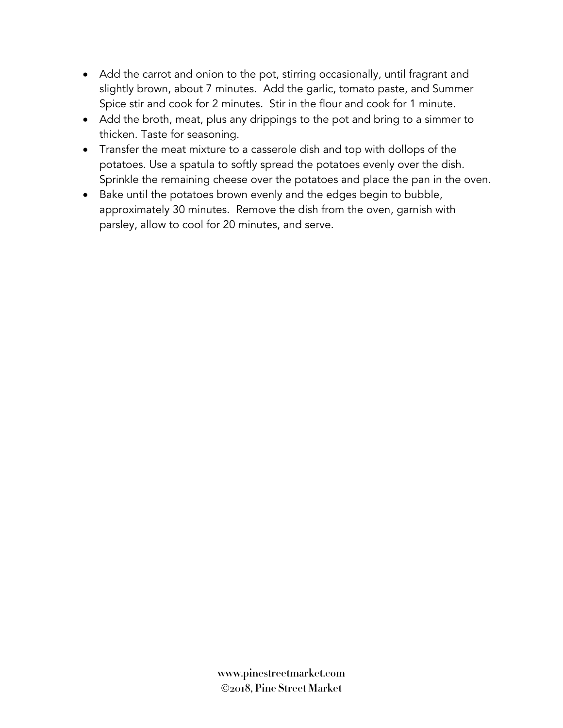- Add the carrot and onion to the pot, stirring occasionally, until fragrant and slightly brown, about 7 minutes. Add the garlic, tomato paste, and Summer Spice stir and cook for 2 minutes. Stir in the flour and cook for 1 minute.
- Add the broth, meat, plus any drippings to the pot and bring to a simmer to thicken. Taste for seasoning.
- Transfer the meat mixture to a casserole dish and top with dollops of the potatoes. Use a spatula to softly spread the potatoes evenly over the dish. Sprinkle the remaining cheese over the potatoes and place the pan in the oven.
- Bake until the potatoes brown evenly and the edges begin to bubble, approximately 30 minutes. Remove the dish from the oven, garnish with parsley, allow to cool for 20 minutes, and serve.